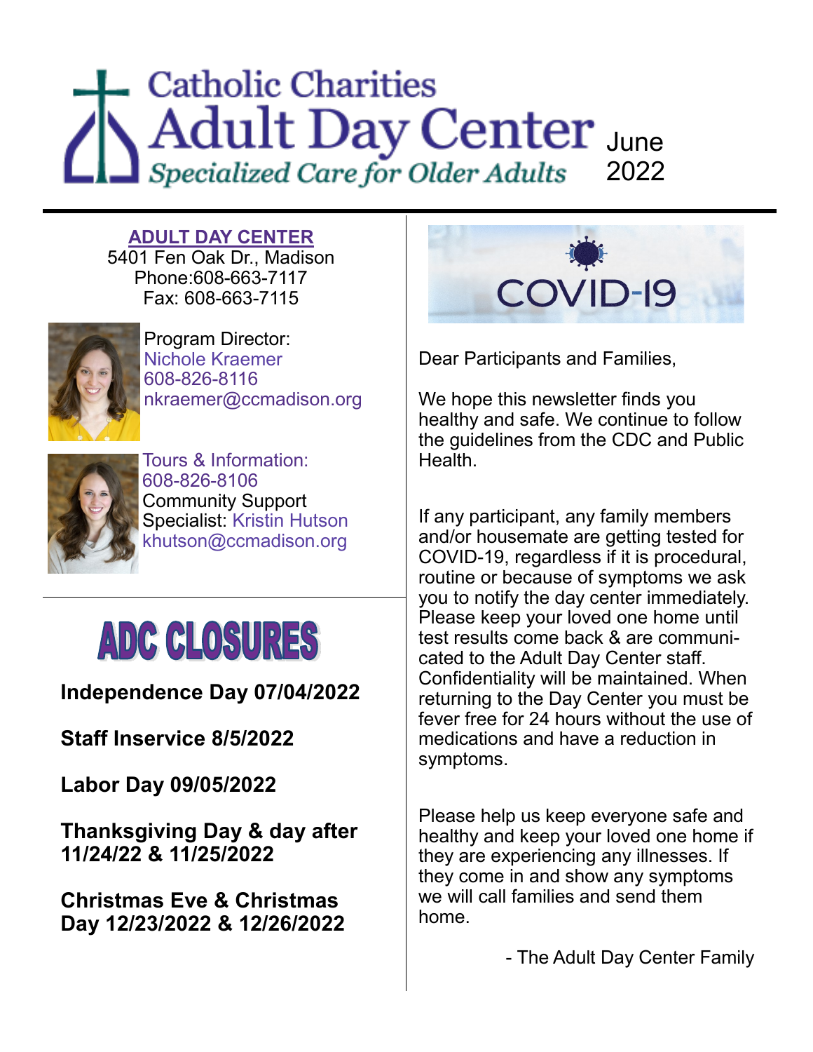# Catholic Charities Adult Day Center

*Specialized Care for Older Adults*

June 2022

**ADULT DAY CENTER**
5401 Fen Oak Dr., Madison
Phone:608-663-7117
Fax: 608-663-7115

Program Director:
Nichole Kraemer
608-826-8116
nkraemer@ccmadison.org

Tours & Information:
608-826-8106
Community Support Specialist: Kristin Hutson
khutson@ccmadison.org

## ADC CLOSURES

**Independence Day 07/04/2022**

**Staff Inservice 8/5/2022**

**Labor Day 09/05/2022**

**Thanksgiving Day & day after 11/24/22 & 11/25/2022**

**Christmas Eve & Christmas Day 12/23/2022 & 12/26/2022**

## COVID-19

Dear Participants and Families,

We hope this newsletter finds you healthy and safe. We continue to follow the guidelines from the CDC and Public Health.

If any participant, any family members and/or housemate are getting tested for COVID-19, regardless if it is procedural, routine or because of symptoms we ask you to notify the day center immediately. Please keep your loved one home until test results come back & are communicated to the Adult Day Center staff. Confidentiality will be maintained. When returning to the Day Center you must be fever free for 24 hours without the use of medications and have a reduction in symptoms.

Please help us keep everyone safe and healthy and keep your loved one home if they are experiencing any illnesses. If they come in and show any symptoms we will call families and send them home.

- The Adult Day Center Family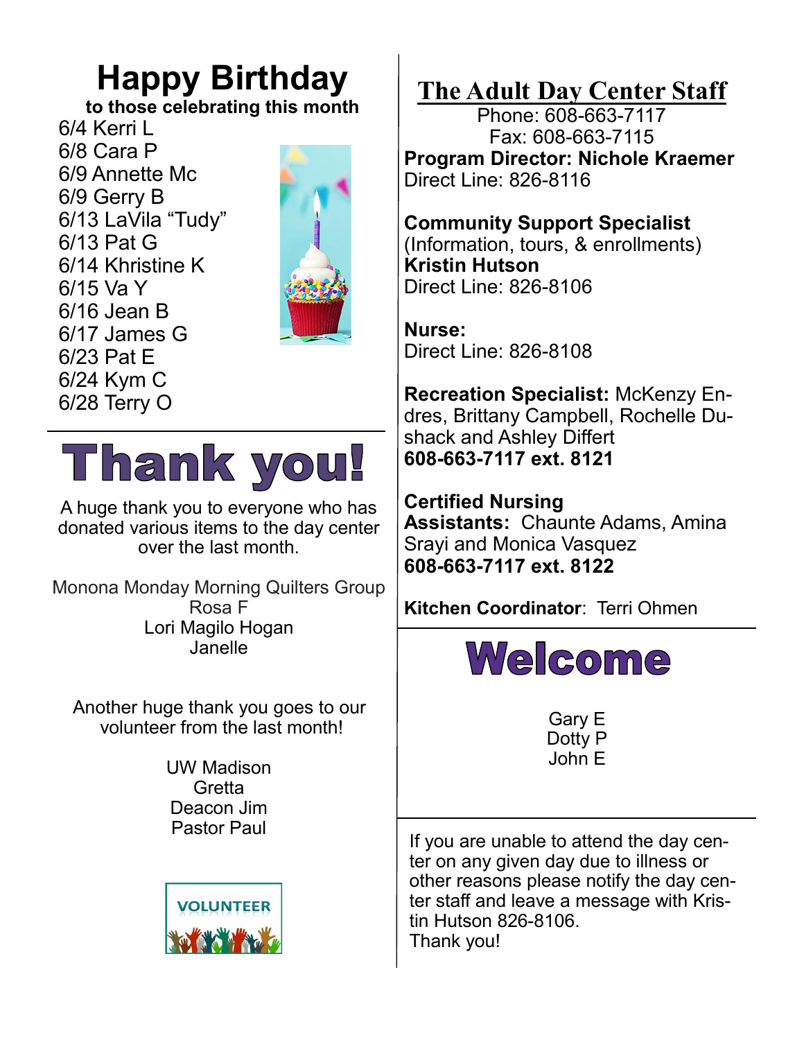# Happy Birthday

**to those celebrating this month**

6/4 Kerri L
6/8 Cara P
6/9 Annette Mc
6/9 Gerry B
6/13 LaVila "Tudy"
6/13 Pat G
6/14 Khristine K
6/15 Va Y
6/16 Jean B
6/17 James G
6/23 Pat E
6/24 Kym C
6/28 Terry O

# Thank you!

A huge thank you to everyone who has donated various items to the day center over the last month.

Monona Monday Morning Quilters Group
Rosa F
Lori Magilo Hogan
Janelle

Another huge thank you goes to our volunteer from the last month!

UW Madison
Gretta
Deacon Jim
Pastor Paul

## The Adult Day Center Staff

Phone: 608-663-7117
Fax: 608-663-7115

**Program Director: Nichole Kraemer**
Direct Line: 826-8116

**Community Support Specialist**
(Information, tours, & enrollments)
**Kristin Hutson**
Direct Line: 826-8106

**Nurse:**
Direct Line: 826-8108

**Recreation Specialist:** McKenzy Endres, Brittany Campbell, Rochelle Dushack and Ashley Differt
**608-663-7117 ext. 8121**

**Certified Nursing Assistants:** Chaunte Adams, Amina Srayi and Monica Vasquez
**608-663-7117 ext. 8122**

**Kitchen Coordinator**: Terri Ohmen

# Welcome

Gary E
Dotty P
John E

If you are unable to attend the day center on any given day due to illness or other reasons please notify the day center staff and leave a message with Kristin Hutson 826-8106.
Thank you!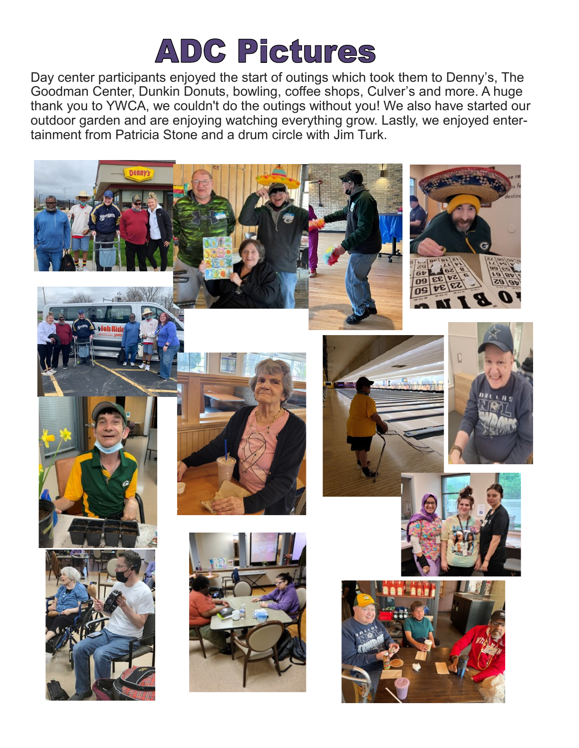# ADC Pictures

Day center participants enjoyed the start of outings which took them to Denny's, The Goodman Center, Dunkin Donuts, bowling, coffee shops, Culver's and more. A huge thank you to YWCA, we couldn't do the outings without you! We also have started our outdoor garden and are enjoying watching everything grow. Lastly, we enjoyed entertainment from Patricia Stone and a drum circle with Jim Turk.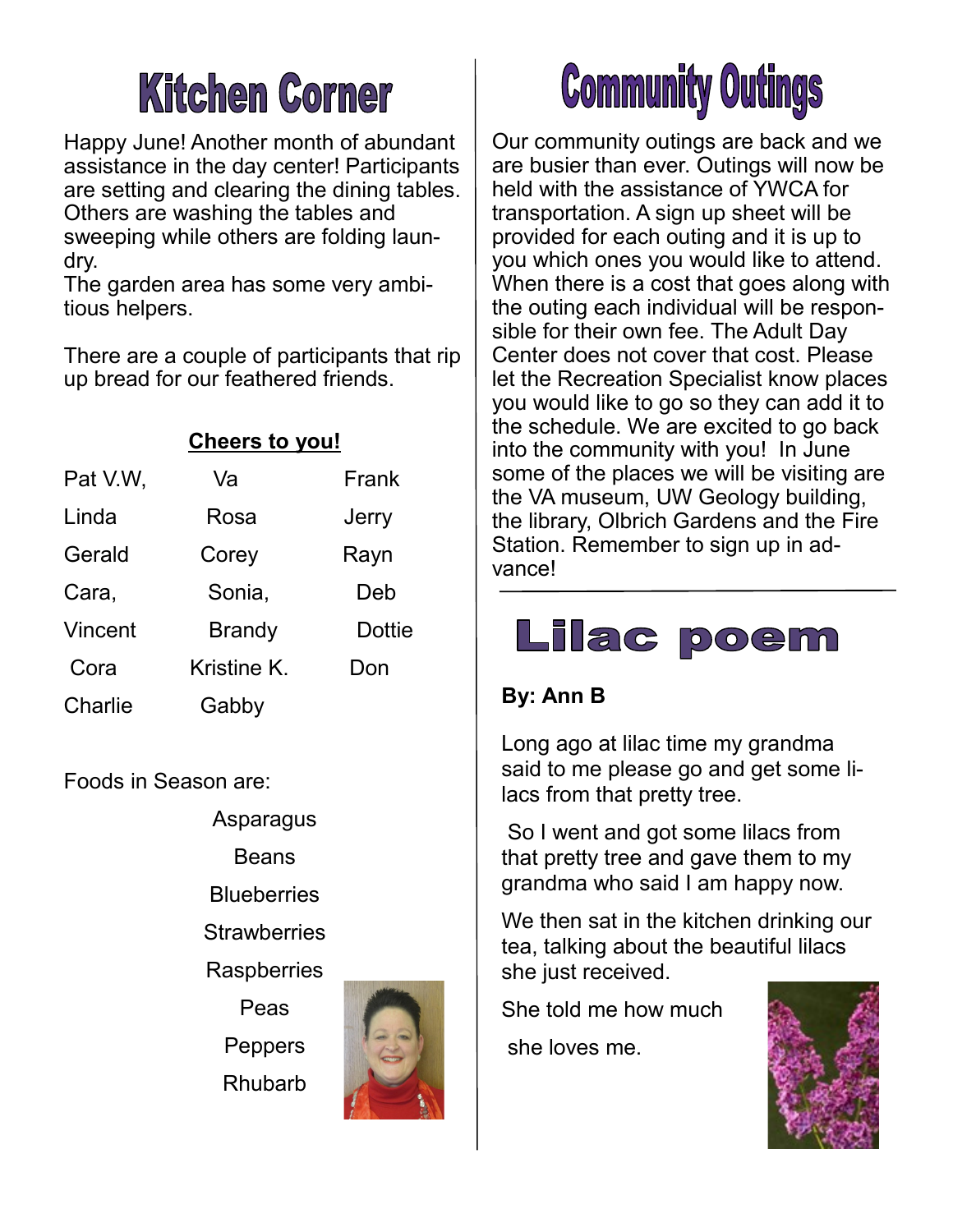# Kitchen Corner

Happy June! Another month of abundant assistance in the day center! Participants are setting and clearing the dining tables. Others are washing the tables and sweeping while others are folding laundry.

The garden area has some very ambitious helpers.

There are a couple of participants that rip up bread for our feathered friends.

**Cheers to you!**

| | | |
|---|---|---|
| Pat V.W, | Va | Frank |
| Linda | Rosa | Jerry |
| Gerald | Corey | Rayn |
| Cara, | Sonia, | Deb |
| Vincent | Brandy | Dottie |
| Cora | Kristine K. | Don |
| Charlie | Gabby | |

Foods in Season are:

Asparagus

Beans

Blueberries

Strawberries

Raspberries

Peas

Peppers

Rhubarb

# Community Outings

Our community outings are back and we are busier than ever. Outings will now be held with the assistance of YWCA for transportation. A sign up sheet will be provided for each outing and it is up to you which ones you would like to attend. When there is a cost that goes along with the outing each individual will be responsible for their own fee. The Adult Day Center does not cover that cost. Please let the Recreation Specialist know places you would like to go so they can add it to the schedule. We are excited to go back into the community with you! In June some of the places we will be visiting are the VA museum, UW Geology building, the library, Olbrich Gardens and the Fire Station. Remember to sign up in advance!

# Lilac poem

**By: Ann B**

Long ago at lilac time my grandma said to me please go and get some lilacs from that pretty tree.

So I went and got some lilacs from that pretty tree and gave them to my grandma who said I am happy now.

We then sat in the kitchen drinking our tea, talking about the beautiful lilacs she just received.

She told me how much

she loves me.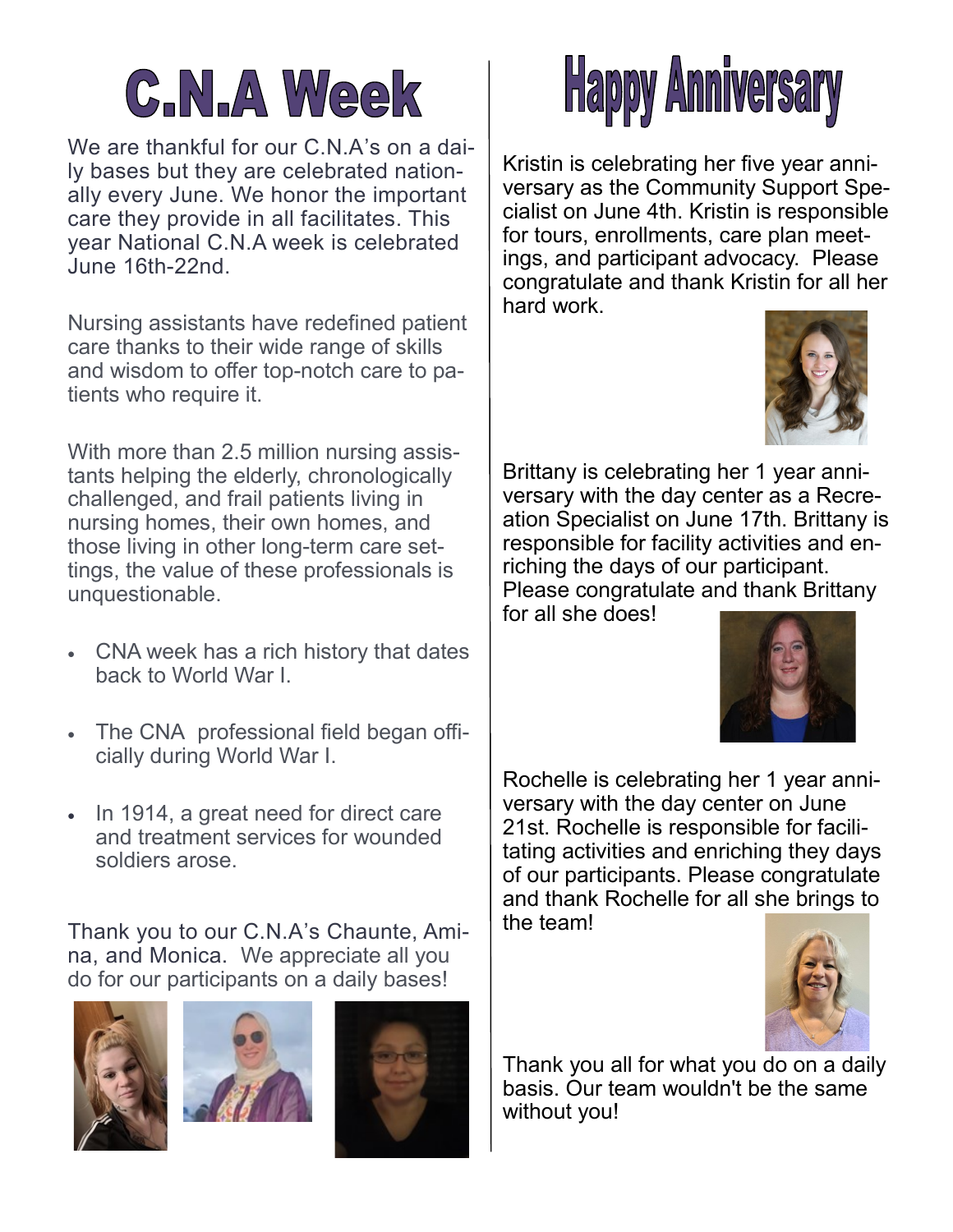# C.N.A Week

We are thankful for our C.N.A's on a daily bases but they are celebrated nationally every June. We honor the important care they provide in all facilitates. This year National C.N.A week is celebrated June 16th-22nd.

Nursing assistants have redefined patient care thanks to their wide range of skills and wisdom to offer top-notch care to patients who require it.

With more than 2.5 million nursing assistants helping the elderly, chronologically challenged, and frail patients living in nursing homes, their own homes, and those living in other long-term care settings, the value of these professionals is unquestionable.

- CNA week has a rich history that dates back to World War I.
- The CNA professional field began officially during World War I.
- In 1914, a great need for direct care and treatment services for wounded soldiers arose.

Thank you to our C.N.A's Chaunte, Amina, and Monica. We appreciate all you do for our participants on a daily bases!

# Happy Anniversary

Kristin is celebrating her five year anniversary as the Community Support Specialist on June 4th. Kristin is responsible for tours, enrollments, care plan meetings, and participant advocacy. Please congratulate and thank Kristin for all her hard work.

Brittany is celebrating her 1 year anniversary with the day center as a Recreation Specialist on June 17th. Brittany is responsible for facility activities and enriching the days of our participant. Please congratulate and thank Brittany for all she does!

Rochelle is celebrating her 1 year anniversary with the day center on June 21st. Rochelle is responsible for facilitating activities and enriching they days of our participants. Please congratulate and thank Rochelle for all she brings to the team!

Thank you all for what you do on a daily basis. Our team wouldn't be the same without you!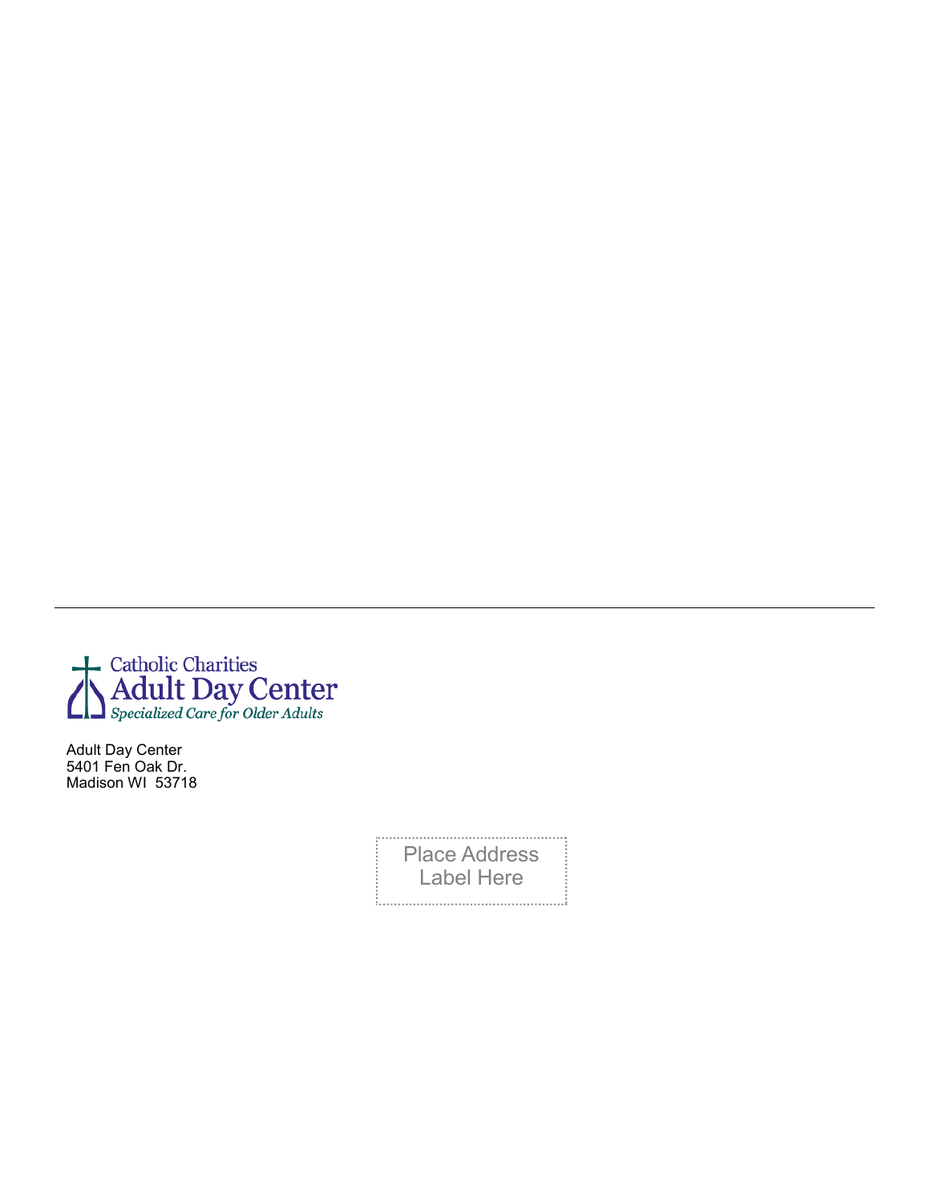---

Catholic Charities
Adult Day Center
*Specialized Care for Older Adults*

Adult Day Center
5401 Fen Oak Dr.
Madison WI  53718

Place Address
Label Here